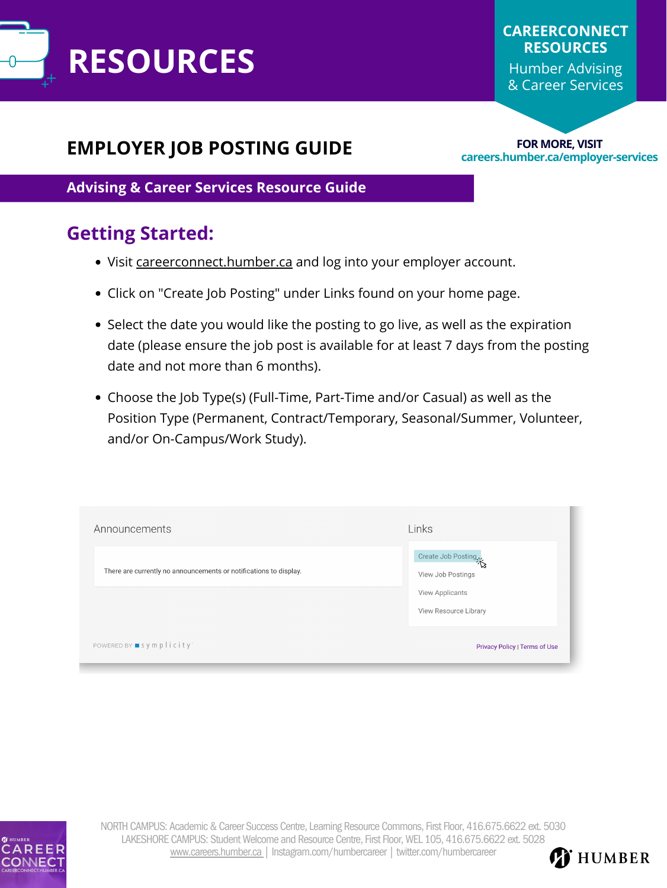# RESOURCES

**CAREERCONNECT RESOURCES**
Humber Advising & Career Services

## EMPLOYER JOB POSTING GUIDE

**FOR MORE, VISIT**
careers.humber.ca/employer-services

**Advising & Career Services Resource Guide**

## Getting Started:

- Visit careerconnect.humber.ca and log into your employer account.
- Click on "Create Job Posting" under Links found on your home page.
- Select the date you would like the posting to go live, as well as the expiration date (please ensure the job post is available for at least 7 days from the posting date and not more than 6 months).
- Choose the Job Type(s) (Full-Time, Part-Time and/or Casual) as well as the Position Type (Permanent, Contract/Temporary, Seasonal/Summer, Volunteer, and/or On-Campus/Work Study).

Announcements

There are currently no announcements or notifications to display.

Links

Create Job Posting
View Job Postings
View Applicants
View Resource Library

POWERED BY symplicity

Privacy Policy | Terms of Use

NORTH CAMPUS: Academic & Career Success Centre, Learning Resource Commons, First Floor, 416.675.6622 ext. 5030
LAKESHORE CAMPUS: Student Welcome and Resource Centre, First Floor, WEL 105, 416.675.6622 ext. 5028
www.careers.humber.ca | Instagram.com/humbercareer | twitter.com/humbercareer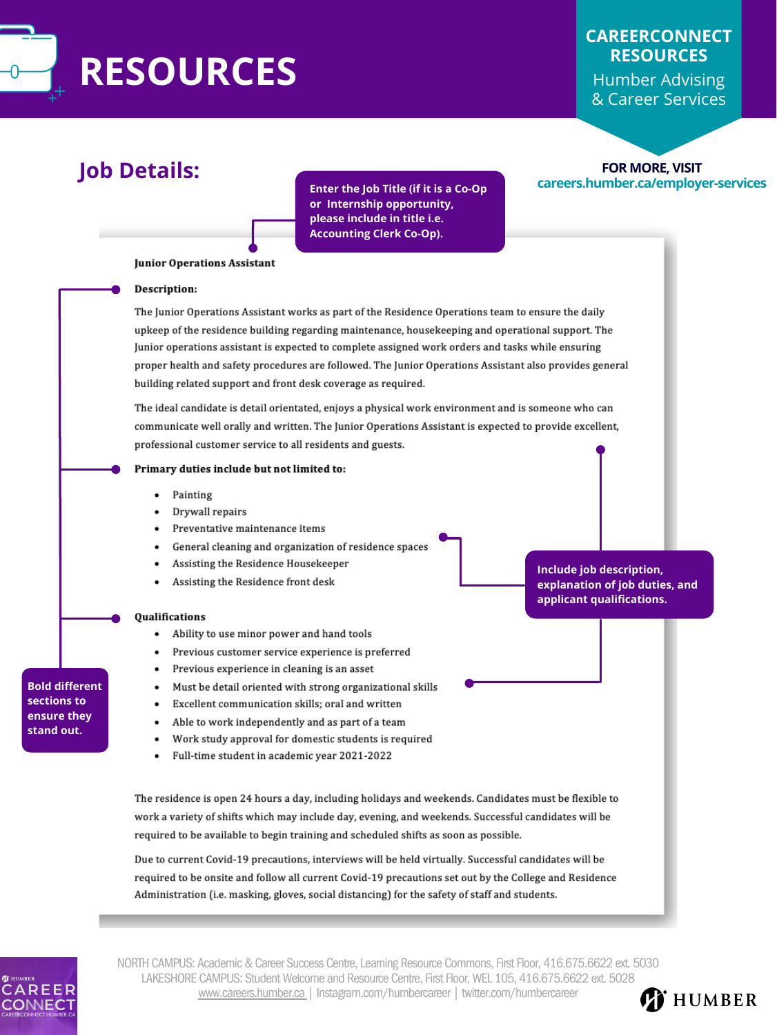# RESOURCES

**CAREERCONNECT RESOURCES**
Humber Advising & Career Services

**FOR MORE, VISIT**
**careers.humber.ca/employer-services**

## Job Details:

**Enter the Job Title (if it is a Co-Op or Internship opportunity, please include in title i.e. Accounting Clerk Co-Op).**

**Junior Operations Assistant**

**Description:**

The Junior Operations Assistant works as part of the Residence Operations team to ensure the daily upkeep of the residence building regarding maintenance, housekeeping and operational support. The Junior operations assistant is expected to complete assigned work orders and tasks while ensuring proper health and safety procedures are followed. The Junior Operations Assistant also provides general building related support and front desk coverage as required.

The ideal candidate is detail orientated, enjoys a physical work environment and is someone who can communicate well orally and written. The Junior Operations Assistant is expected to provide excellent, professional customer service to all residents and guests.

**Primary duties include but not limited to:**

- Painting
- Drywall repairs
- Preventative maintenance items
- General cleaning and organization of residence spaces
- Assisting the Residence Housekeeper
- Assisting the Residence front desk

**Include job description, explanation of job duties, and applicant qualifications.**

**Qualifications**

- Ability to use minor power and hand tools
- Previous customer service experience is preferred
- Previous experience in cleaning is an asset
- Must be detail oriented with strong organizational skills
- Excellent communication skills; oral and written
- Able to work independently and as part of a team
- Work study approval for domestic students is required
- Full-time student in academic year 2021-2022

**Bold different sections to ensure they stand out.**

The residence is open 24 hours a day, including holidays and weekends. Candidates must be flexible to work a variety of shifts which may include day, evening, and weekends. Successful candidates will be required to be available to begin training and scheduled shifts as soon as possible.

Due to current Covid-19 precautions, interviews will be held virtually. Successful candidates will be required to be onsite and follow all current Covid-19 precautions set out by the College and Residence Administration (i.e. masking, gloves, social distancing) for the safety of staff and students.

NORTH CAMPUS: Academic & Career Success Centre, Learning Resource Commons, First Floor, 416.675.6622 ext. 5030
LAKESHORE CAMPUS: Student Welcome and Resource Centre, First Floor, WEL 105, 416.675.6622 ext. 5028
www.careers.humber.ca | Instagram.com/humbercareer | twitter.com/humbercareer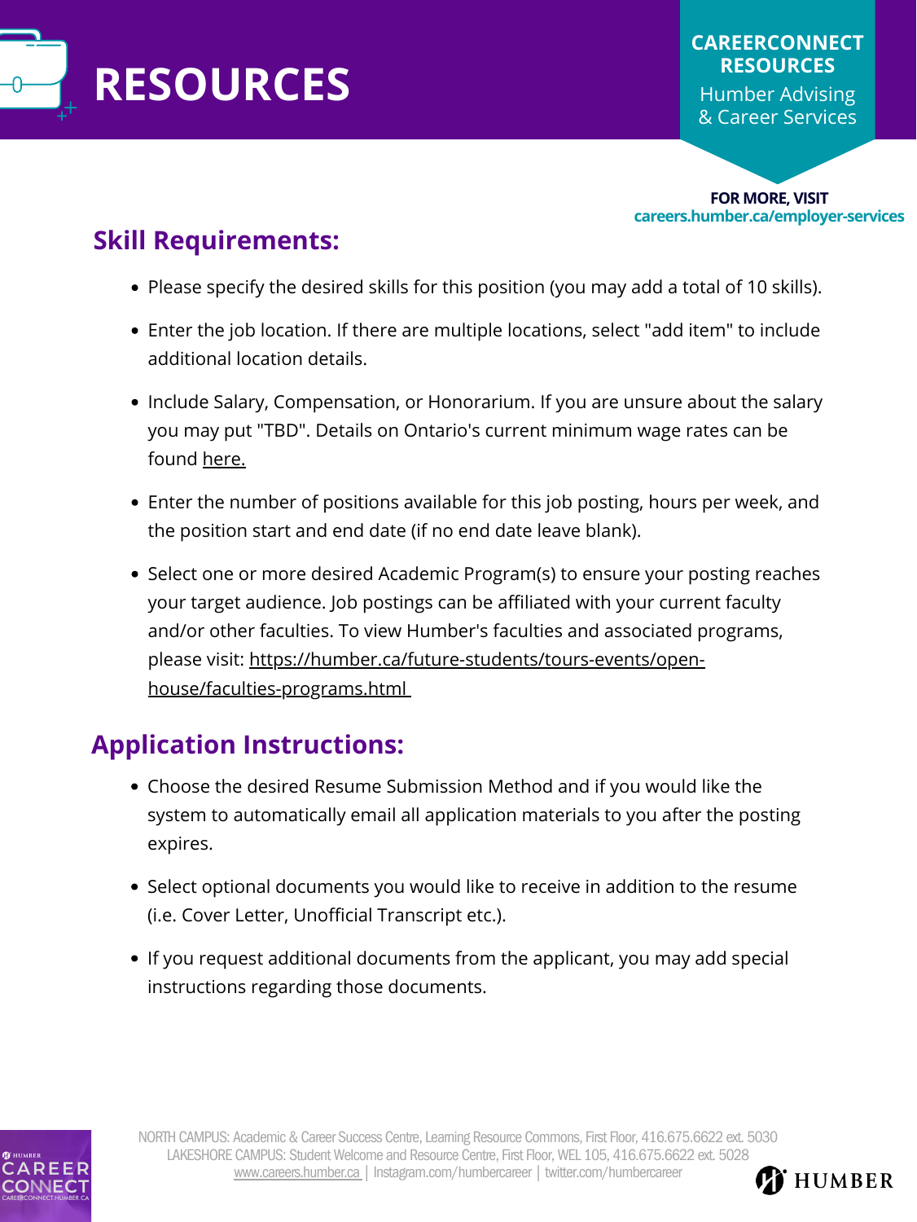# RESOURCES

**CAREERCONNECT RESOURCES**
Humber Advising & Career Services

**FOR MORE, VISIT**
**careers.humber.ca/employer-services**

## Skill Requirements:

- Please specify the desired skills for this position (you may add a total of 10 skills).
- Enter the job location. If there are multiple locations, select "add item" to include additional location details.
- Include Salary, Compensation, or Honorarium. If you are unsure about the salary you may put "TBD". Details on Ontario's current minimum wage rates can be found here.
- Enter the number of positions available for this job posting, hours per week, and the position start and end date (if no end date leave blank).
- Select one or more desired Academic Program(s) to ensure your posting reaches your target audience. Job postings can be affiliated with your current faculty and/or other faculties. To view Humber's faculties and associated programs, please visit: https://humber.ca/future-students/tours-events/open-house/faculties-programs.html

## Application Instructions:

- Choose the desired Resume Submission Method and if you would like the system to automatically email all application materials to you after the posting expires.
- Select optional documents you would like to receive in addition to the resume (i.e. Cover Letter, Unofficial Transcript etc.).
- If you request additional documents from the applicant, you may add special instructions regarding those documents.

NORTH CAMPUS: Academic & Career Success Centre, Learning Resource Commons, First Floor, 416.675.6622 ext. 5030
LAKESHORE CAMPUS: Student Welcome and Resource Centre, First Floor, WEL 105, 416.675.6622 ext. 5028
www.careers.humber.ca | Instagram.com/humbercareer | twitter.com/humbercareer